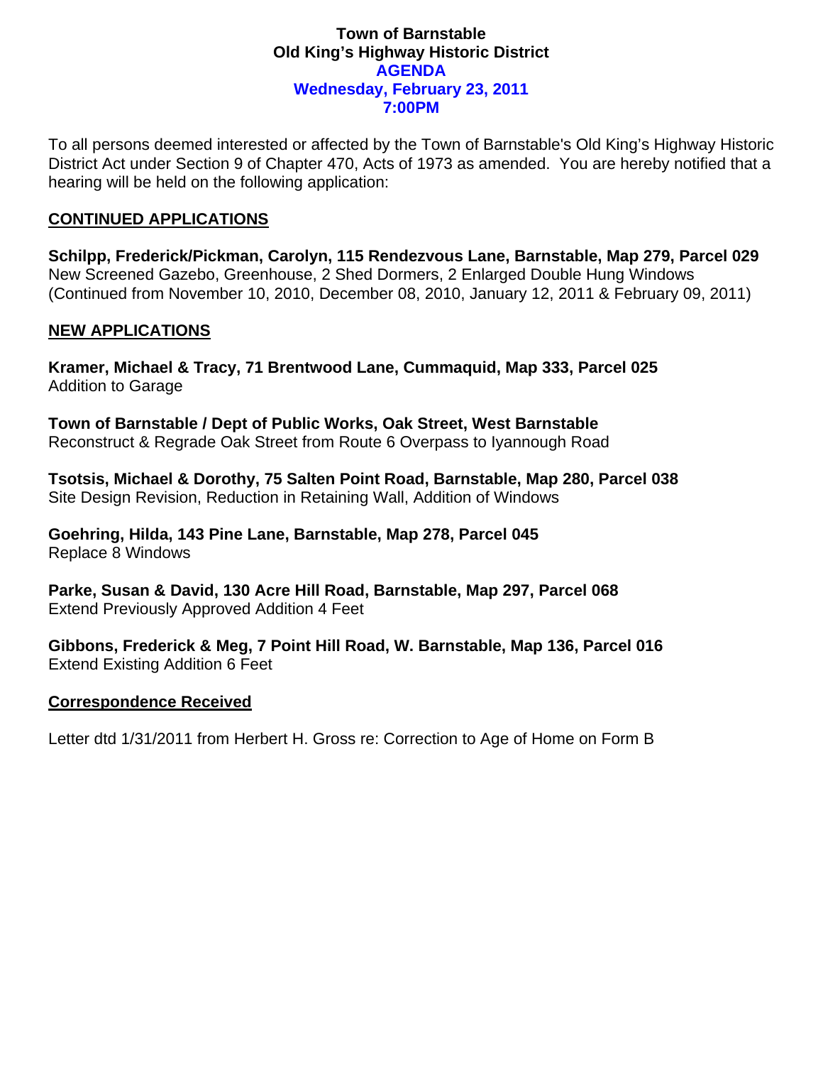# Town of Barnstable
## Old King's Highway Historic District
## AGENDA
## Wednesday, February 23, 2011
## 7:00PM

To all persons deemed interested or affected by the Town of Barnstable's Old King's Highway Historic District Act under Section 9 of Chapter 470, Acts of 1973 as amended. You are hereby notified that a hearing will be held on the following application:

### CONTINUED APPLICATIONS

**Schilpp, Frederick/Pickman, Carolyn, 115 Rendezvous Lane, Barnstable, Map 279, Parcel 029**
New Screened Gazebo, Greenhouse, 2 Shed Dormers, 2 Enlarged Double Hung Windows
(Continued from November 10, 2010, December 08, 2010, January 12, 2011 & February 09, 2011)

### NEW APPLICATIONS

**Kramer, Michael & Tracy, 71 Brentwood Lane, Cummaquid, Map 333, Parcel 025**
Addition to Garage

**Town of Barnstable / Dept of Public Works, Oak Street, West Barnstable**
Reconstruct & Regrade Oak Street from Route 6 Overpass to Iyannough Road

**Tsotsis, Michael & Dorothy, 75 Salten Point Road, Barnstable, Map 280, Parcel 038**
Site Design Revision, Reduction in Retaining Wall, Addition of Windows

**Goehring, Hilda, 143 Pine Lane, Barnstable, Map 278, Parcel 045**
Replace 8 Windows

**Parke, Susan & David, 130 Acre Hill Road, Barnstable, Map 297, Parcel 068**
Extend Previously Approved Addition 4 Feet

**Gibbons, Frederick & Meg, 7 Point Hill Road, W. Barnstable, Map 136, Parcel 016**
Extend Existing Addition 6 Feet

### Correspondence Received

Letter dtd 1/31/2011 from Herbert H. Gross re: Correction to Age of Home on Form B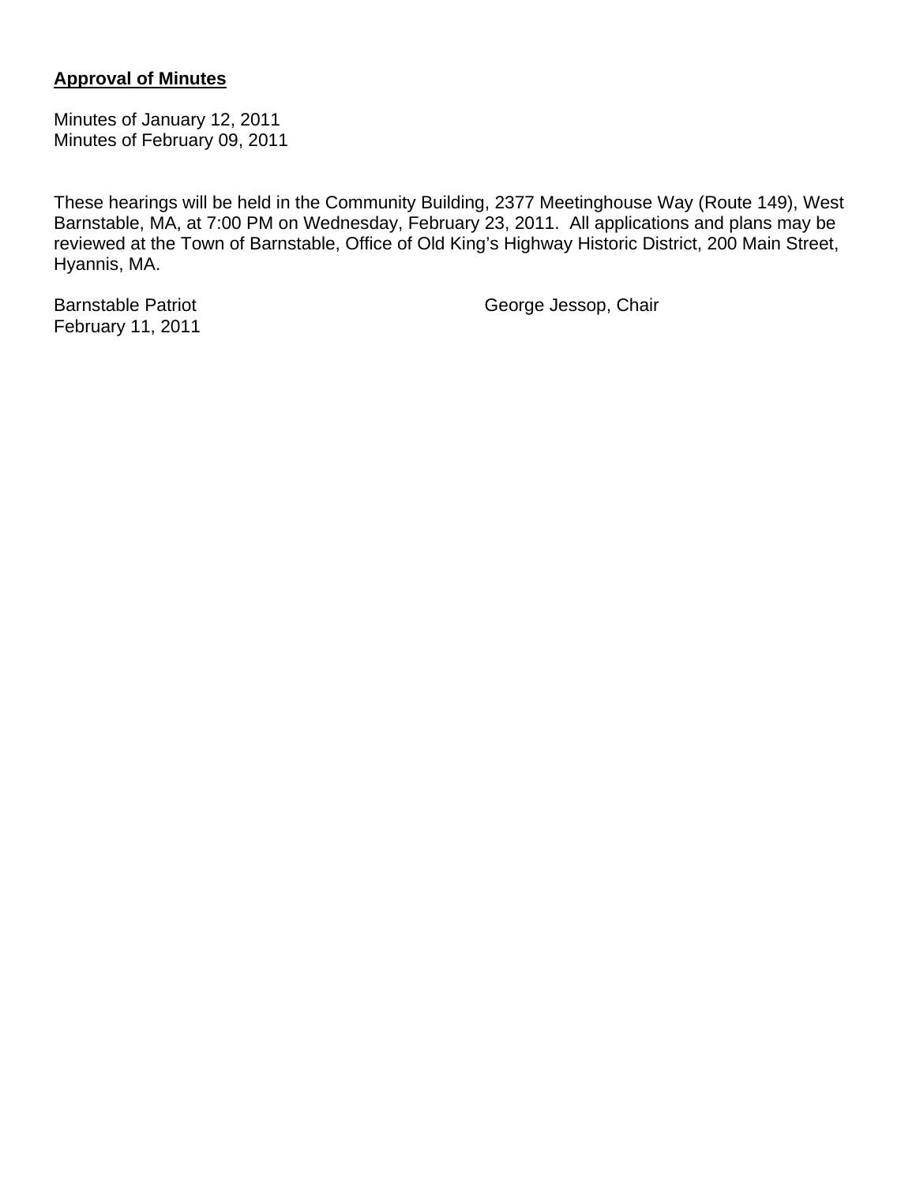**Approval of Minutes**

Minutes of January 12, 2011
Minutes of February 09, 2011

These hearings will be held in the Community Building, 2377 Meetinghouse Way (Route 149), West Barnstable, MA, at 7:00 PM on Wednesday, February 23, 2011. All applications and plans may be reviewed at the Town of Barnstable, Office of Old King's Highway Historic District, 200 Main Street, Hyannis, MA.

Barnstable Patriot
February 11, 2011

George Jessop, Chair